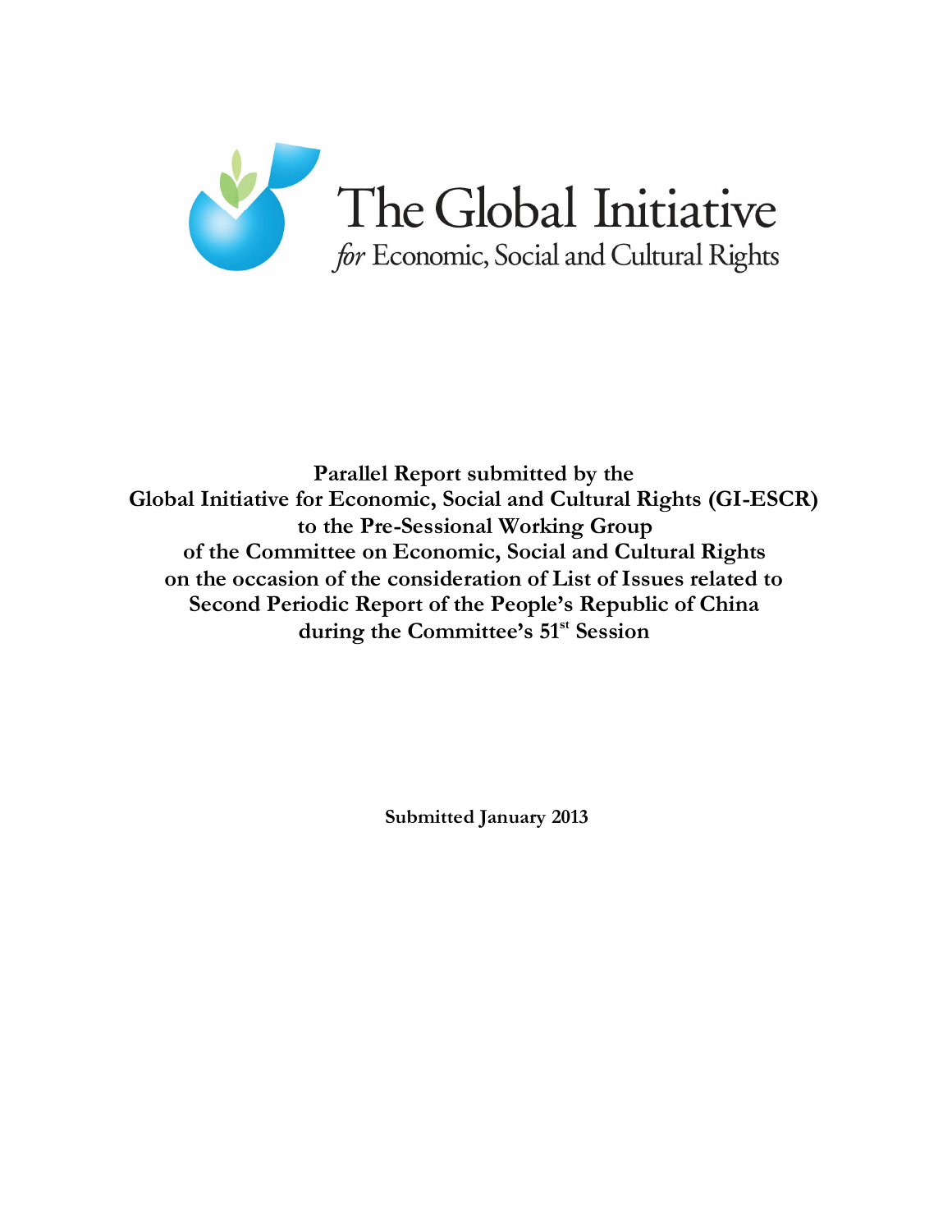The Global Initiative
*for* Economic, Social and Cultural Rights

**Parallel Report submitted by the**
**Global Initiative for Economic, Social and Cultural Rights (GI-ESCR)**
**to the Pre-Sessional Working Group**
**of the Committee on Economic, Social and Cultural Rights**
**on the occasion of the consideration of List of Issues related to**
**Second Periodic Report of the People's Republic of China**
**during the Committee's 51st Session**

**Submitted January 2013**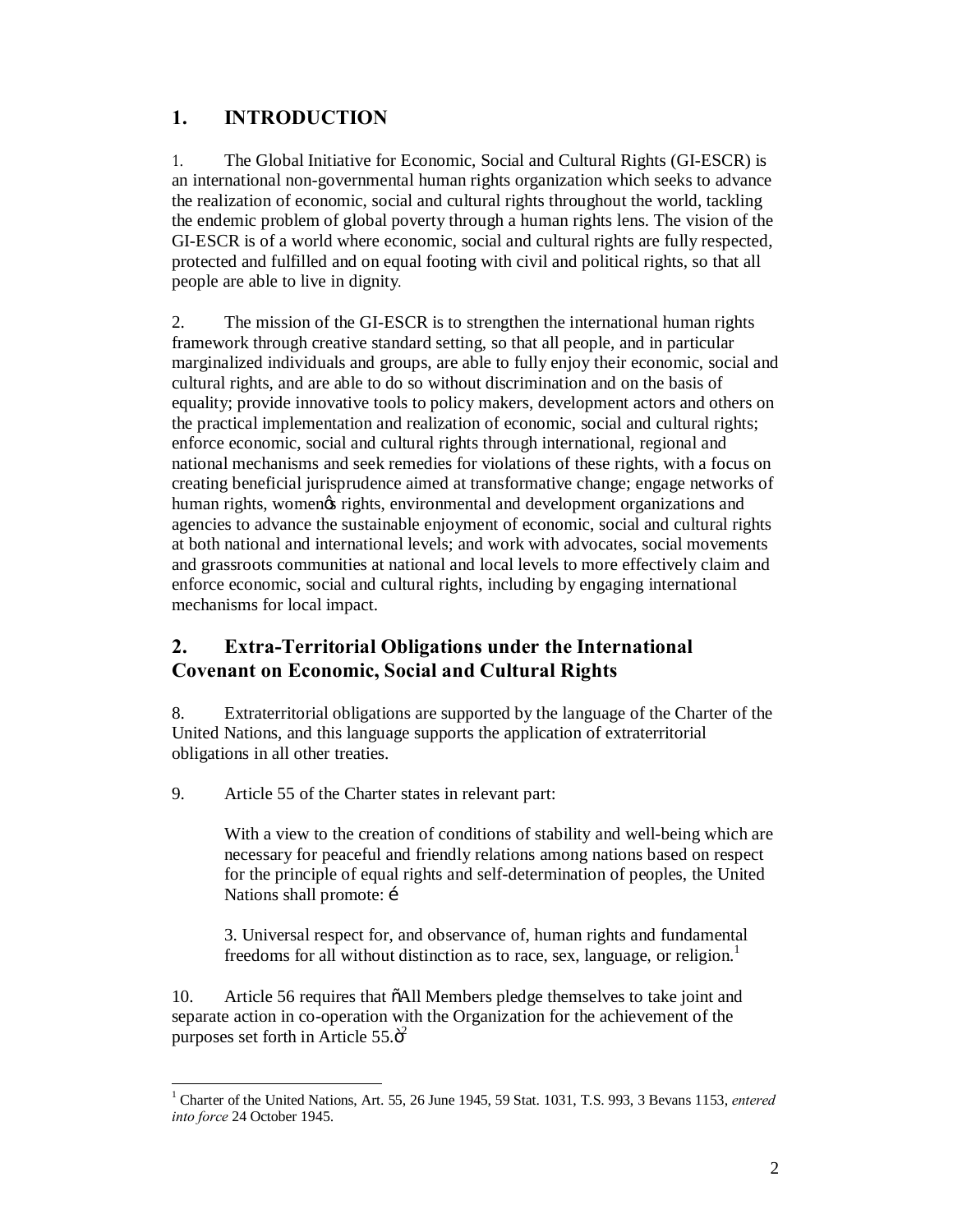## 1. INTRODUCTION

1. The Global Initiative for Economic, Social and Cultural Rights (GI-ESCR) is an international non-governmental human rights organization which seeks to advance the realization of economic, social and cultural rights throughout the world, tackling the endemic problem of global poverty through a human rights lens. The vision of the GI-ESCR is of a world where economic, social and cultural rights are fully respected, protected and fulfilled and on equal footing with civil and political rights, so that all people are able to live in dignity.

2. The mission of the GI-ESCR is to strengthen the international human rights framework through creative standard setting, so that all people, and in particular marginalized individuals and groups, are able to fully enjoy their economic, social and cultural rights, and are able to do so without discrimination and on the basis of equality; provide innovative tools to policy makers, development actors and others on the practical implementation and realization of economic, social and cultural rights; enforce economic, social and cultural rights through international, regional and national mechanisms and seek remedies for violations of these rights, with a focus on creating beneficial jurisprudence aimed at transformative change; engage networks of human rights, women's rights, environmental and development organizations and agencies to advance the sustainable enjoyment of economic, social and cultural rights at both national and international levels; and work with advocates, social movements and grassroots communities at national and local levels to more effectively claim and enforce economic, social and cultural rights, including by engaging international mechanisms for local impact.

## 2. Extra-Territorial Obligations under the International Covenant on Economic, Social and Cultural Rights

8. Extraterritorial obligations are supported by the language of the Charter of the United Nations, and this language supports the application of extraterritorial obligations in all other treaties.

9. Article 55 of the Charter states in relevant part:

> With a view to the creation of conditions of stability and well-being which are necessary for peaceful and friendly relations among nations based on respect for the principle of equal rights and self-determination of peoples, the United Nations shall promote: …
>
> 3. Universal respect for, and observance of, human rights and fundamental freedoms for all without distinction as to race, sex, language, or religion.[1]

10. Article 56 requires that "All Members pledge themselves to take joint and separate action in co-operation with the Organization for the achievement of the purposes set forth in Article 55."[2]

[1] Charter of the United Nations, Art. 55, 26 June 1945, 59 Stat. 1031, T.S. 993, 3 Bevans 1153, *entered into force* 24 October 1945.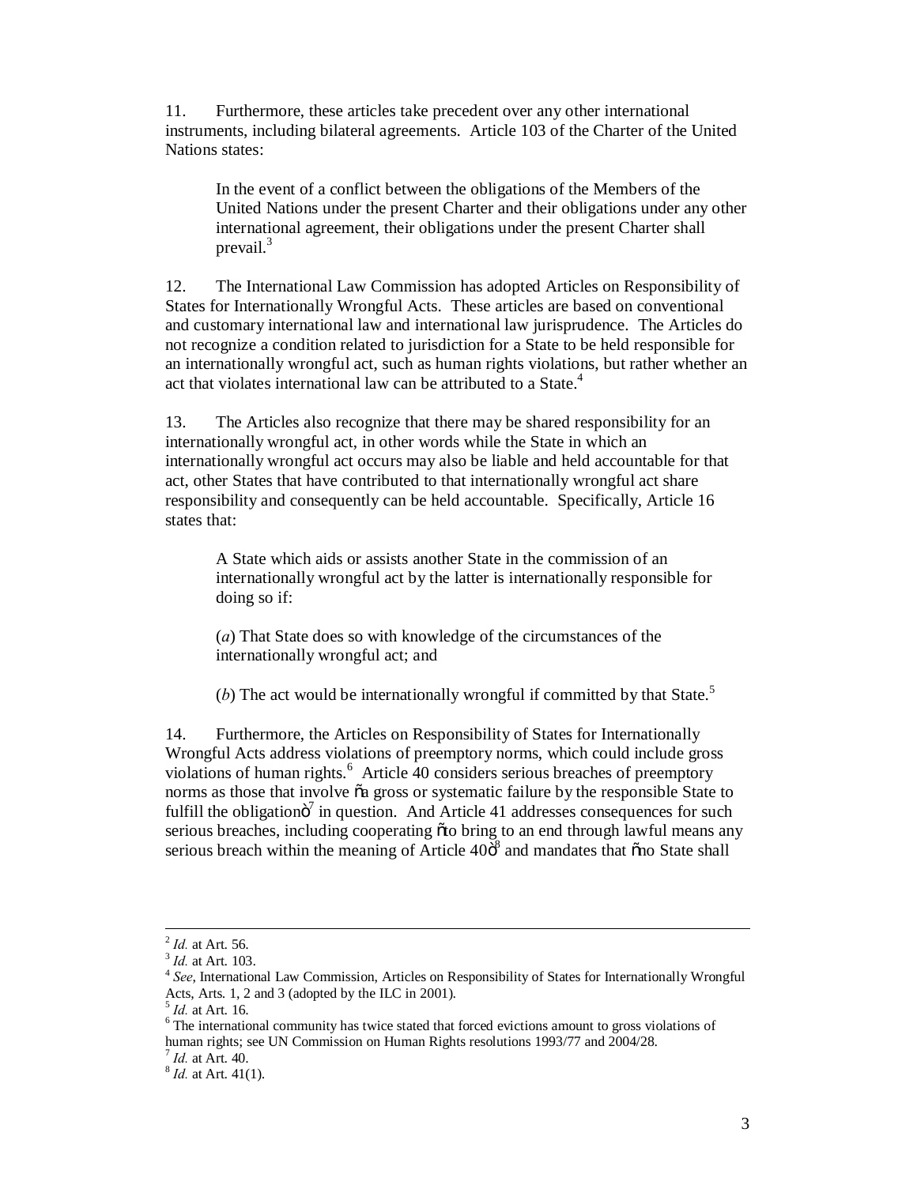11. Furthermore, these articles take precedent over any other international instruments, including bilateral agreements. Article 103 of the Charter of the United Nations states:

> In the event of a conflict between the obligations of the Members of the United Nations under the present Charter and their obligations under any other international agreement, their obligations under the present Charter shall prevail.[3]

12. The International Law Commission has adopted Articles on Responsibility of States for Internationally Wrongful Acts. These articles are based on conventional and customary international law and international law jurisprudence. The Articles do not recognize a condition related to jurisdiction for a State to be held responsible for an internationally wrongful act, such as human rights violations, but rather whether an act that violates international law can be attributed to a State.[4]

13. The Articles also recognize that there may be shared responsibility for an internationally wrongful act, in other words while the State in which an internationally wrongful act occurs may also be liable and held accountable for that act, other States that have contributed to that internationally wrongful act share responsibility and consequently can be held accountable. Specifically, Article 16 states that:

> A State which aids or assists another State in the commission of an internationally wrongful act by the latter is internationally responsible for doing so if:
>
> (*a*) That State does so with knowledge of the circumstances of the internationally wrongful act; and
>
> (*b*) The act would be internationally wrongful if committed by that State.[5]

14. Furthermore, the Articles on Responsibility of States for Internationally Wrongful Acts address violations of preemptory norms, which could include gross violations of human rights.[6] Article 40 considers serious breaches of preemptory norms as those that involve "a gross or systematic failure by the responsible State to fulfill the obligation"[7] in question. And Article 41 addresses consequences for such serious breaches, including cooperating "to bring to an end through lawful means any serious breach within the meaning of Article 40"[8] and mandates that "no State shall

---

[2] *Id.* at Art. 56.

[3] *Id.* at Art. 103.

[4] *See*, International Law Commission, Articles on Responsibility of States for Internationally Wrongful Acts, Arts. 1, 2 and 3 (adopted by the ILC in 2001).

[5] *Id.* at Art. 16.

[6] The international community has twice stated that forced evictions amount to gross violations of human rights; see UN Commission on Human Rights resolutions 1993/77 and 2004/28.

[7] *Id.* at Art. 40.

[8] *Id.* at Art. 41(1).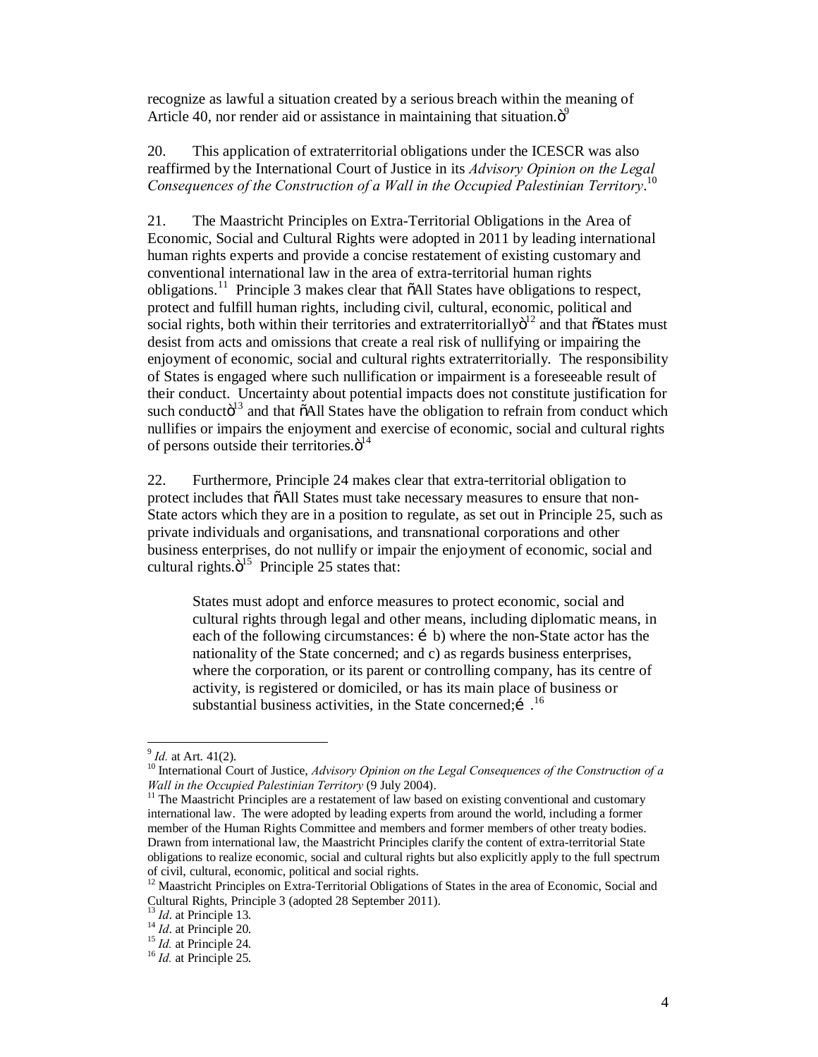recognize as lawful a situation created by a serious breach within the meaning of Article 40, nor render aid or assistance in maintaining that situation."[9]

20. This application of extraterritorial obligations under the ICESCR was also reaffirmed by the International Court of Justice in its *Advisory Opinion on the Legal Consequences of the Construction of a Wall in the Occupied Palestinian Territory*.[10]

21. The Maastricht Principles on Extra-Territorial Obligations in the Area of Economic, Social and Cultural Rights were adopted in 2011 by leading international human rights experts and provide a concise restatement of existing customary and conventional international law in the area of extra-territorial human rights obligations.[11] Principle 3 makes clear that "All States have obligations to respect, protect and fulfill human rights, including civil, cultural, economic, political and social rights, both within their territories and extraterritorially"[12] and that "States must desist from acts and omissions that create a real risk of nullifying or impairing the enjoyment of economic, social and cultural rights extraterritorially. The responsibility of States is engaged where such nullification or impairment is a foreseeable result of their conduct. Uncertainty about potential impacts does not constitute justification for such conduct"[13] and that "All States have the obligation to refrain from conduct which nullifies or impairs the enjoyment and exercise of economic, social and cultural rights of persons outside their territories."[14]

22. Furthermore, Principle 24 makes clear that extra-territorial obligation to protect includes that "All States must take necessary measures to ensure that non-State actors which they are in a position to regulate, as set out in Principle 25, such as private individuals and organisations, and transnational corporations and other business enterprises, do not nullify or impair the enjoyment of economic, social and cultural rights."[15] Principle 25 states that:

> States must adopt and enforce measures to protect economic, social and cultural rights through legal and other means, including diplomatic means, in each of the following circumstances: … b) where the non-State actor has the nationality of the State concerned; and c) as regards business enterprises, where the corporation, or its parent or controlling company, has its centre of activity, is registered or domiciled, or has its main place of business or substantial business activities, in the State concerned;… .[16]

---

[9] *Id.* at Art. 41(2).

[10] International Court of Justice, *Advisory Opinion on the Legal Consequences of the Construction of a Wall in the Occupied Palestinian Territory* (9 July 2004).

[11] The Maastricht Principles are a restatement of law based on existing conventional and customary international law. The were adopted by leading experts from around the world, including a former member of the Human Rights Committee and members and former members of other treaty bodies. Drawn from international law, the Maastricht Principles clarify the content of extra-territorial State obligations to realize economic, social and cultural rights but also explicitly apply to the full spectrum of civil, cultural, economic, political and social rights.

[12] Maastricht Principles on Extra-Territorial Obligations of States in the area of Economic, Social and Cultural Rights, Principle 3 (adopted 28 September 2011).

[13] *Id*. at Principle 13.

[14] *Id*. at Principle 20.

[15] *Id.* at Principle 24.

[16] *Id.* at Principle 25.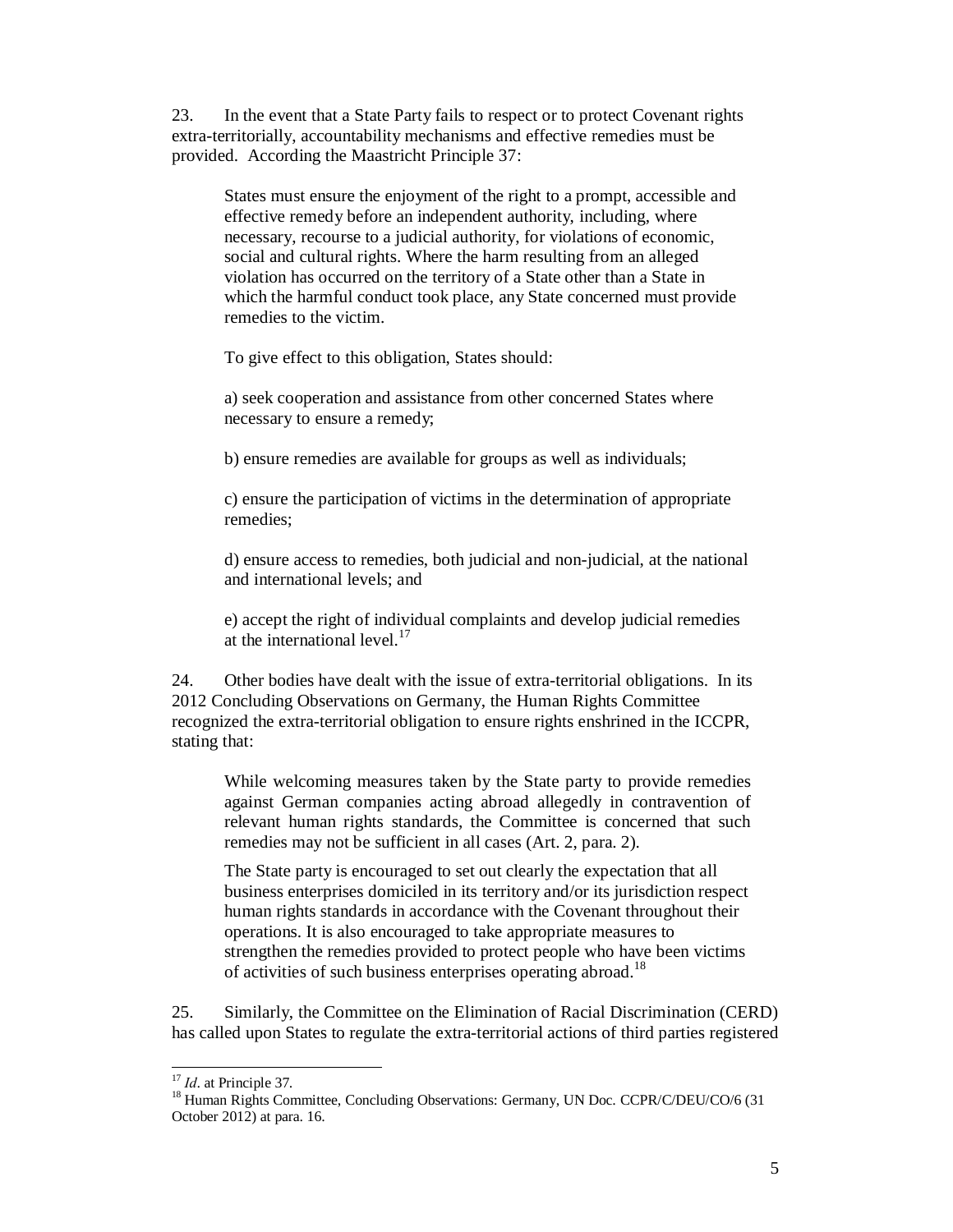23. In the event that a State Party fails to respect or to protect Covenant rights extra-territorially, accountability mechanisms and effective remedies must be provided. According the Maastricht Principle 37:

> States must ensure the enjoyment of the right to a prompt, accessible and effective remedy before an independent authority, including, where necessary, recourse to a judicial authority, for violations of economic, social and cultural rights. Where the harm resulting from an alleged violation has occurred on the territory of a State other than a State in which the harmful conduct took place, any State concerned must provide remedies to the victim.
>
> To give effect to this obligation, States should:
>
> a) seek cooperation and assistance from other concerned States where necessary to ensure a remedy;
>
> b) ensure remedies are available for groups as well as individuals;
>
> c) ensure the participation of victims in the determination of appropriate remedies;
>
> d) ensure access to remedies, both judicial and non-judicial, at the national and international levels; and
>
> e) accept the right of individual complaints and develop judicial remedies at the international level.[17]

24. Other bodies have dealt with the issue of extra-territorial obligations. In its 2012 Concluding Observations on Germany, the Human Rights Committee recognized the extra-territorial obligation to ensure rights enshrined in the ICCPR, stating that:

> While welcoming measures taken by the State party to provide remedies against German companies acting abroad allegedly in contravention of relevant human rights standards, the Committee is concerned that such remedies may not be sufficient in all cases (Art. 2, para. 2).
>
> The State party is encouraged to set out clearly the expectation that all business enterprises domiciled in its territory and/or its jurisdiction respect human rights standards in accordance with the Covenant throughout their operations. It is also encouraged to take appropriate measures to strengthen the remedies provided to protect people who have been victims of activities of such business enterprises operating abroad.[18]

25. Similarly, the Committee on the Elimination of Racial Discrimination (CERD) has called upon States to regulate the extra-territorial actions of third parties registered

---

[17] *Id*. at Principle 37.

[18] Human Rights Committee, Concluding Observations: Germany, UN Doc. CCPR/C/DEU/CO/6 (31 October 2012) at para. 16.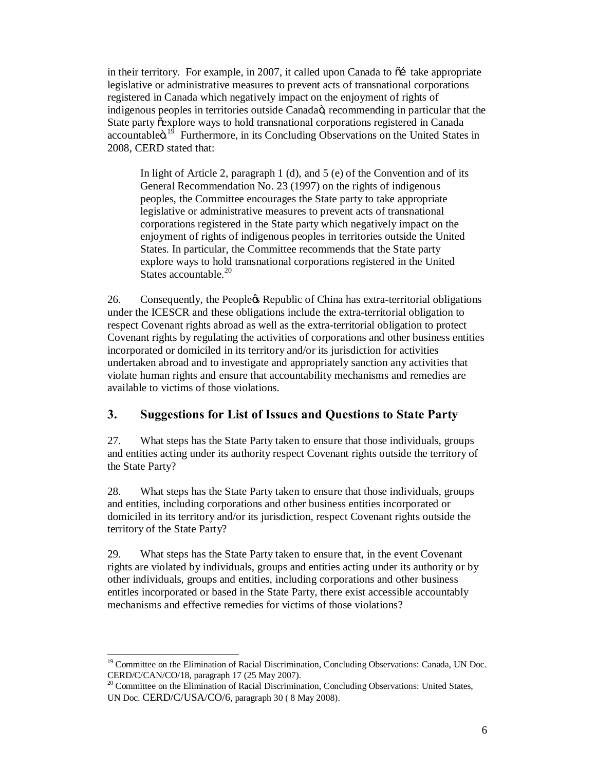in their territory. For example, in 2007, it called upon Canada to "… take appropriate legislative or administrative measures to prevent acts of transnational corporations registered in Canada which negatively impact on the enjoyment of rights of indigenous peoples in territories outside Canada", recommending in particular that the State party "explore ways to hold transnational corporations registered in Canada accountable".[19] Furthermore, in its Concluding Observations on the United States in 2008, CERD stated that:

> In light of Article 2, paragraph 1 (d), and 5 (e) of the Convention and of its General Recommendation No. 23 (1997) on the rights of indigenous peoples, the Committee encourages the State party to take appropriate legislative or administrative measures to prevent acts of transnational corporations registered in the State party which negatively impact on the enjoyment of rights of indigenous peoples in territories outside the United States. In particular, the Committee recommends that the State party explore ways to hold transnational corporations registered in the United States accountable.[20]

26. Consequently, the People's Republic of China has extra-territorial obligations under the ICESCR and these obligations include the extra-territorial obligation to respect Covenant rights abroad as well as the extra-territorial obligation to protect Covenant rights by regulating the activities of corporations and other business entities incorporated or domiciled in its territory and/or its jurisdiction for activities undertaken abroad and to investigate and appropriately sanction any activities that violate human rights and ensure that accountability mechanisms and remedies are available to victims of those violations.

## 3. Suggestions for List of Issues and Questions to State Party

27. What steps has the State Party taken to ensure that those individuals, groups and entities acting under its authority respect Covenant rights outside the territory of the State Party?

28. What steps has the State Party taken to ensure that those individuals, groups and entities, including corporations and other business entities incorporated or domiciled in its territory and/or its jurisdiction, respect Covenant rights outside the territory of the State Party?

29. What steps has the State Party taken to ensure that, in the event Covenant rights are violated by individuals, groups and entities acting under its authority or by other individuals, groups and entities, including corporations and other business entitles incorporated or based in the State Party, there exist accessible accountably mechanisms and effective remedies for victims of those violations?

---

[19] Committee on the Elimination of Racial Discrimination, Concluding Observations: Canada, UN Doc. CERD/C/CAN/CO/18, paragraph 17 (25 May 2007).

[20] Committee on the Elimination of Racial Discrimination, Concluding Observations: United States, UN Doc. CERD/C/USA/CO/6, paragraph 30 ( 8 May 2008).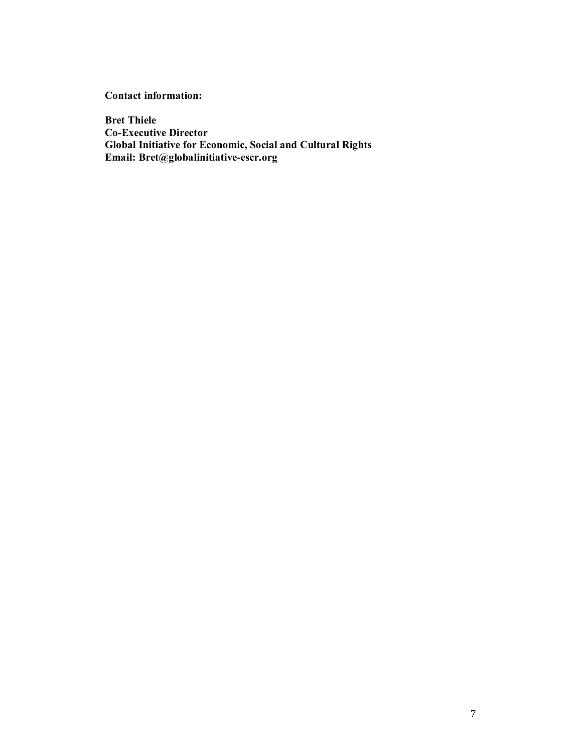**Contact information:**

**Bret Thiele**
**Co-Executive Director**
**Global Initiative for Economic, Social and Cultural Rights**
**Email: Bret@globalinitiative-escr.org**